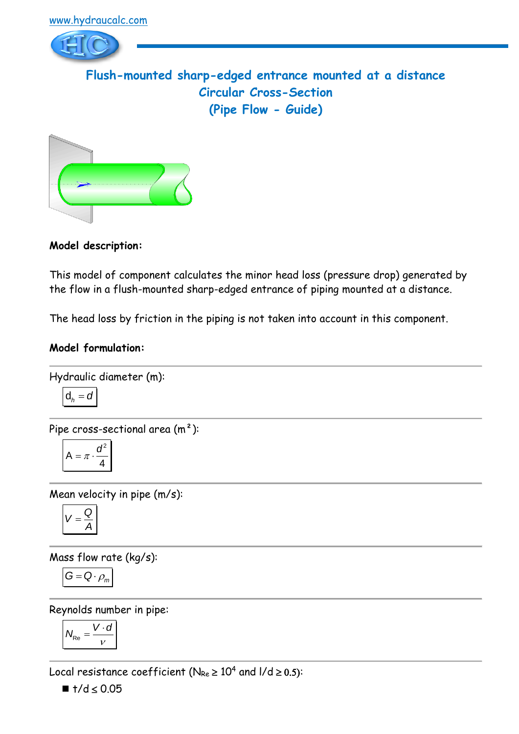www.hydraucalc.com

# Flush-mounted sharp-edged entrance mounted at a distance
## Circular Cross-Section
## (Pipe Flow - Guide)

**Model description:**

This model of component calculates the minor head loss (pressure drop) generated by the flow in a flush-mounted sharp-edged entrance of piping mounted at a distance.

The head loss by friction in the piping is not taken into account in this component.

**Model formulation:**

---

Hydraulic diameter (m):

$$d_h = d$$

---

Pipe cross-sectional area (m²):

$$A = \pi \cdot \frac{d^2}{4}$$

---

Mean velocity in pipe (m/s):

$$V = \frac{Q}{A}$$

---

Mass flow rate (kg/s):

$$G = Q \cdot \rho_m$$

---

Reynolds number in pipe:

$$N_{Re} = \frac{V \cdot d}{\nu}$$

---

Local resistance coefficient ($N_{Re} \geq 10^4$ and $l/d \geq 0.5$):

- $t/d \leq 0.05$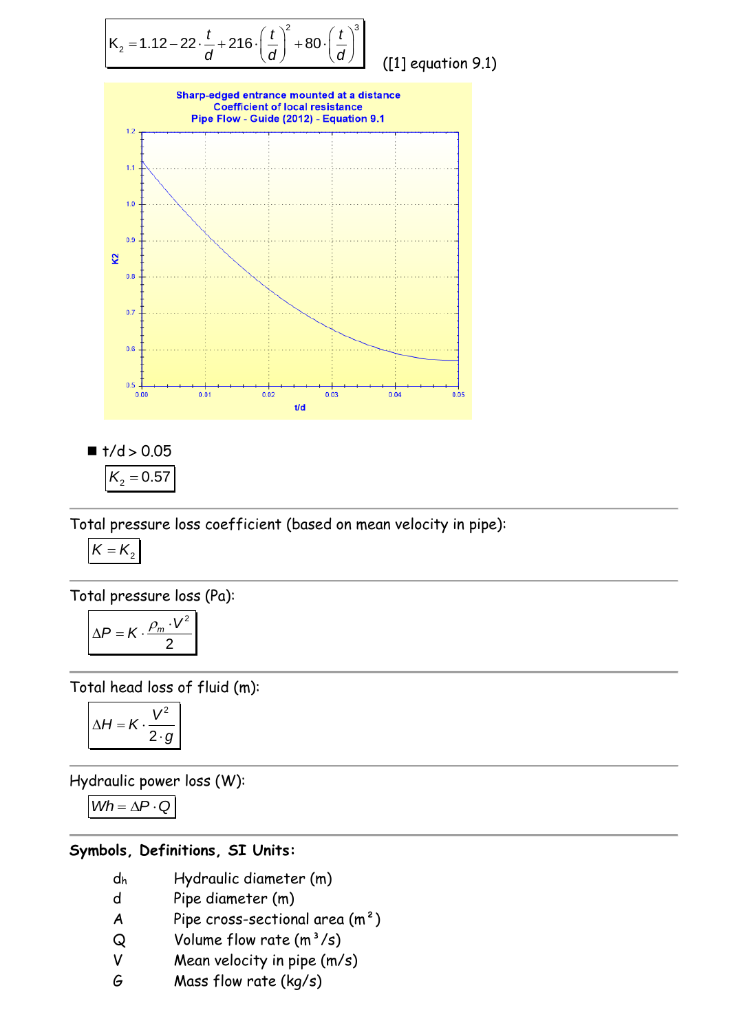$$K_2 = 1.12 - 22 \cdot \frac{t}{d} + 216 \cdot \left(\frac{t}{d}\right)^2 + 80 \cdot \left(\frac{t}{d}\right)^3$$

([1] equation 9.1)

- $t/d > 0.05$

$$K_2 = 0.57$$

---

Total pressure loss coefficient (based on mean velocity in pipe):

$$K = K_2$$

---

Total pressure loss (Pa):

$$\Delta P = K \cdot \frac{\rho_m \cdot V^2}{2}$$

---

Total head loss of fluid (m):

$$\Delta H = K \cdot \frac{V^2}{2 \cdot g}$$

---

Hydraulic power loss (W):

$$Wh = \Delta P \cdot Q$$

---

**Symbols, Definitions, SI Units:**

| | |
|---|---|
| $d_h$ | Hydraulic diameter (m) |
| d | Pipe diameter (m) |
| A | Pipe cross-sectional area ($m^2$) |
| Q | Volume flow rate ($m^3/s$) |
| V | Mean velocity in pipe (m/s) |
| G | Mass flow rate (kg/s) |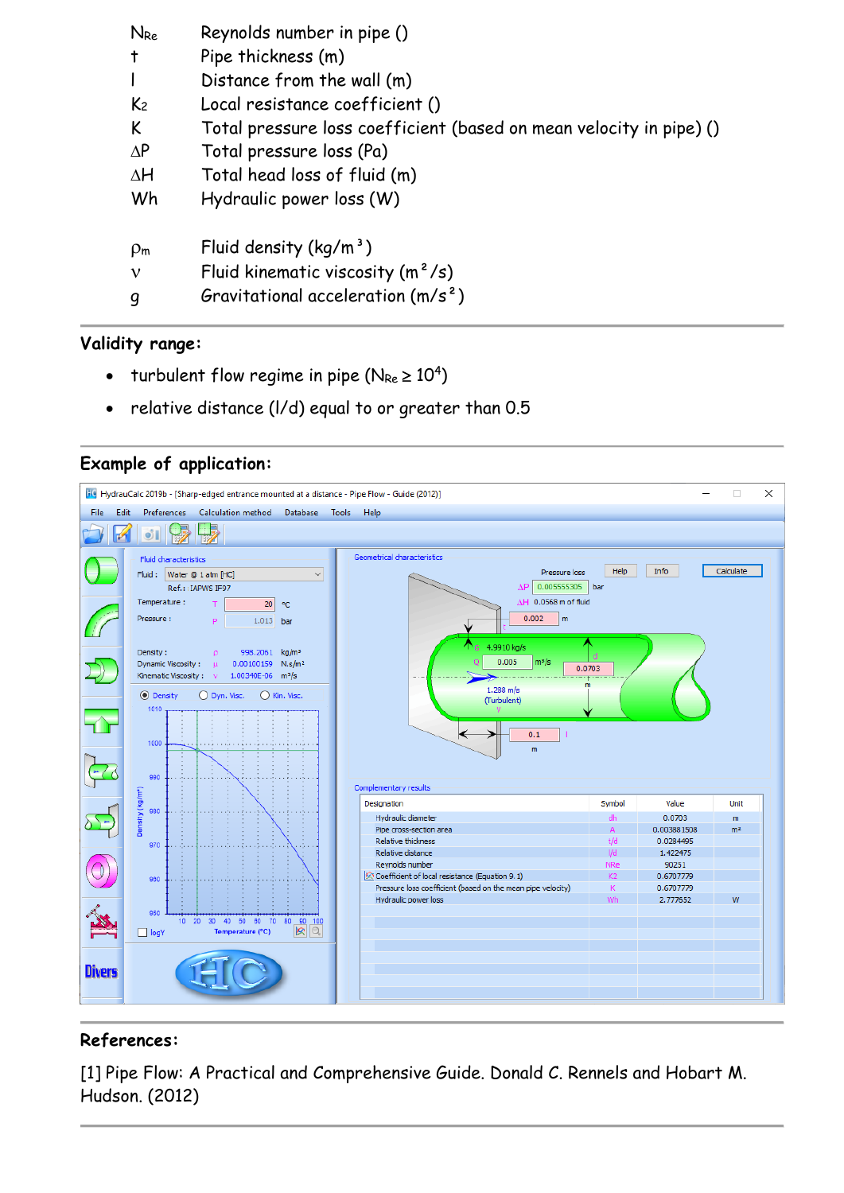| | |
|---|---|
| $N_{Re}$ | Reynolds number in pipe () |
| t | Pipe thickness (m) |
| l | Distance from the wall (m) |
| $K_2$ | Local resistance coefficient () |
| K | Total pressure loss coefficient (based on mean velocity in pipe) () |
| $\Delta P$ | Total pressure loss (Pa) |
| $\Delta H$ | Total head loss of fluid (m) |
| Wh | Hydraulic power loss (W) |
| | |
| $\rho_m$ | Fluid density ($kg/m^3$) |
| $\nu$ | Fluid kinematic viscosity ($m^2/s$) |
| g | Gravitational acceleration ($m/s^2$) |

## Validity range:

- turbulent flow regime in pipe ($N_{Re} \geq 10^4$)
- relative distance (l/d) equal to or greater than 0.5

## Example of application:

## References:

[1] Pipe Flow: A Practical and Comprehensive Guide. Donald C. Rennels and Hobart M. Hudson. (2012)